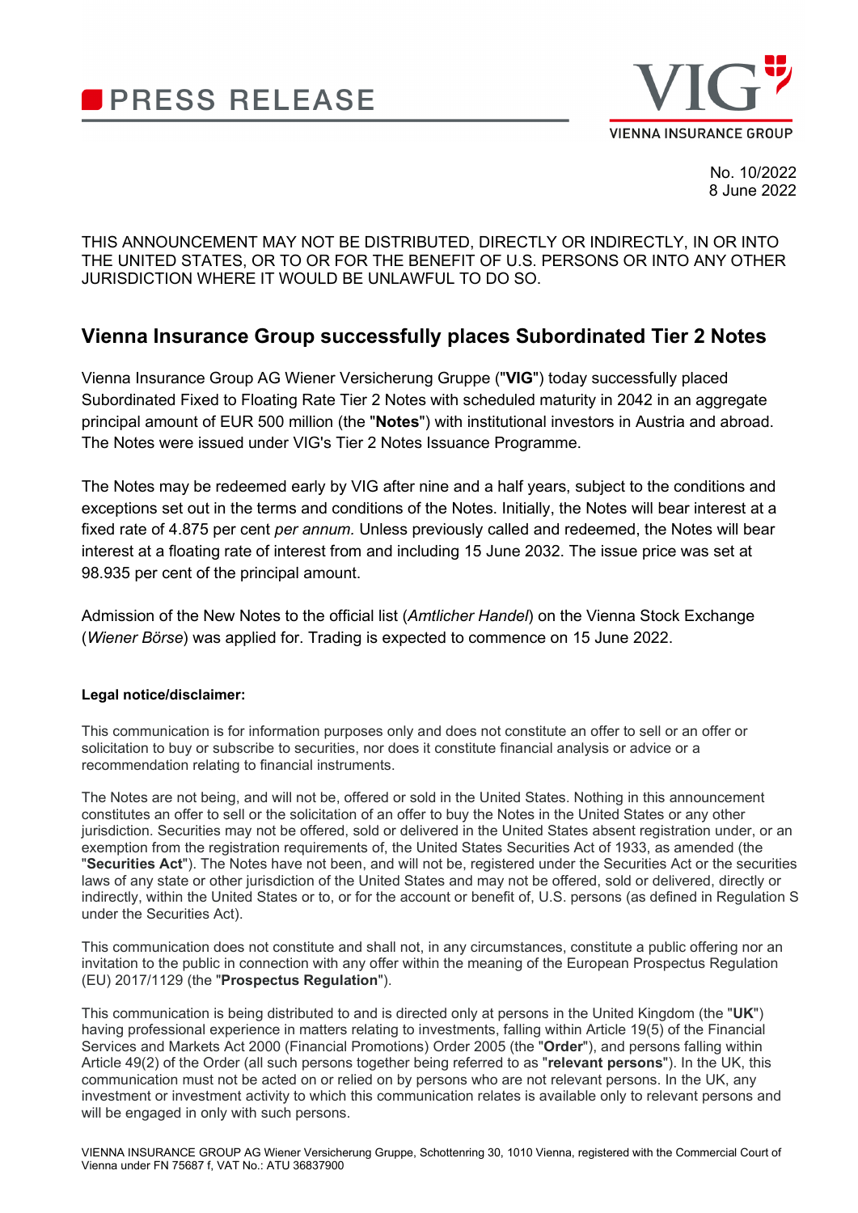# PRESS RELEASE

No. 10/2022
8 June 2022

THIS ANNOUNCEMENT MAY NOT BE DISTRIBUTED, DIRECTLY OR INDIRECTLY, IN OR INTO THE UNITED STATES, OR TO OR FOR THE BENEFIT OF U.S. PERSONS OR INTO ANY OTHER JURISDICTION WHERE IT WOULD BE UNLAWFUL TO DO SO.

## Vienna Insurance Group successfully places Subordinated Tier 2 Notes

Vienna Insurance Group AG Wiener Versicherung Gruppe ("**VIG**") today successfully placed Subordinated Fixed to Floating Rate Tier 2 Notes with scheduled maturity in 2042 in an aggregate principal amount of EUR 500 million (the "**Notes**") with institutional investors in Austria and abroad. The Notes were issued under VIG's Tier 2 Notes Issuance Programme.

The Notes may be redeemed early by VIG after nine and a half years, subject to the conditions and exceptions set out in the terms and conditions of the Notes. Initially, the Notes will bear interest at a fixed rate of 4.875 per cent *per annum.* Unless previously called and redeemed, the Notes will bear interest at a floating rate of interest from and including 15 June 2032. The issue price was set at 98.935 per cent of the principal amount.

Admission of the New Notes to the official list (*Amtlicher Handel*) on the Vienna Stock Exchange (*Wiener Börse*) was applied for. Trading is expected to commence on 15 June 2022.

**Legal notice/disclaimer:**

This communication is for information purposes only and does not constitute an offer to sell or an offer or solicitation to buy or subscribe to securities, nor does it constitute financial analysis or advice or a recommendation relating to financial instruments.

The Notes are not being, and will not be, offered or sold in the United States. Nothing in this announcement constitutes an offer to sell or the solicitation of an offer to buy the Notes in the United States or any other jurisdiction. Securities may not be offered, sold or delivered in the United States absent registration under, or an exemption from the registration requirements of, the United States Securities Act of 1933, as amended (the "**Securities Act**"). The Notes have not been, and will not be, registered under the Securities Act or the securities laws of any state or other jurisdiction of the United States and may not be offered, sold or delivered, directly or indirectly, within the United States or to, or for the account or benefit of, U.S. persons (as defined in Regulation S under the Securities Act).

This communication does not constitute and shall not, in any circumstances, constitute a public offering nor an invitation to the public in connection with any offer within the meaning of the European Prospectus Regulation (EU) 2017/1129 (the "**Prospectus Regulation**").

This communication is being distributed to and is directed only at persons in the United Kingdom (the "**UK**") having professional experience in matters relating to investments, falling within Article 19(5) of the Financial Services and Markets Act 2000 (Financial Promotions) Order 2005 (the "**Order**"), and persons falling within Article 49(2) of the Order (all such persons together being referred to as "**relevant persons**"). In the UK, this communication must not be acted on or relied on by persons who are not relevant persons. In the UK, any investment or investment activity to which this communication relates is available only to relevant persons and will be engaged in only with such persons.

VIENNA INSURANCE GROUP AG Wiener Versicherung Gruppe, Schottenring 30, 1010 Vienna, registered with the Commercial Court of Vienna under FN 75687 f, VAT No.: ATU 36837900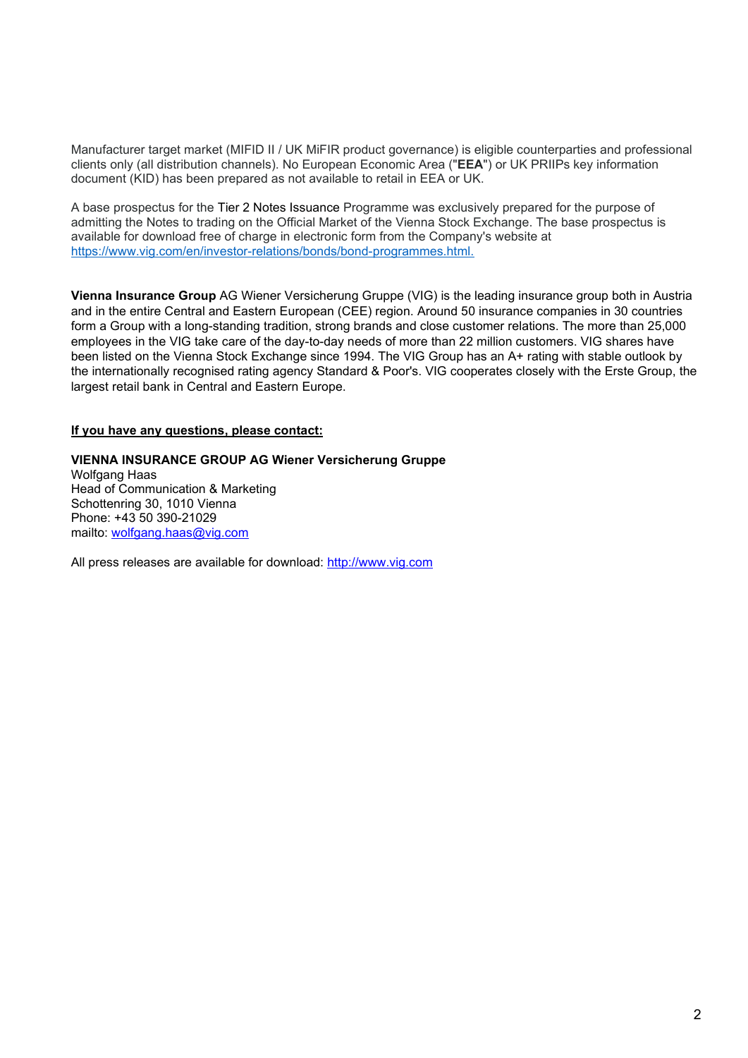Manufacturer target market (MIFID II / UK MiFIR product governance) is eligible counterparties and professional clients only (all distribution channels). No European Economic Area ("**EEA**") or UK PRIIPs key information document (KID) has been prepared as not available to retail in EEA or UK.

A base prospectus for the Tier 2 Notes Issuance Programme was exclusively prepared for the purpose of admitting the Notes to trading on the Official Market of the Vienna Stock Exchange. The base prospectus is available for download free of charge in electronic form from the Company's website at [https://www.vig.com/en/investor-relations/bonds/bond-programmes.html.](https://www.vig.com/en/investor-relations/bonds/bond-programmes.html)

**Vienna Insurance Group** AG Wiener Versicherung Gruppe (VIG) is the leading insurance group both in Austria and in the entire Central and Eastern European (CEE) region. Around 50 insurance companies in 30 countries form a Group with a long-standing tradition, strong brands and close customer relations. The more than 25,000 employees in the VIG take care of the day-to-day needs of more than 22 million customers. VIG shares have been listed on the Vienna Stock Exchange since 1994. The VIG Group has an A+ rating with stable outlook by the internationally recognised rating agency Standard & Poor's. VIG cooperates closely with the Erste Group, the largest retail bank in Central and Eastern Europe.

**If you have any questions, please contact:**

**VIENNA INSURANCE GROUP AG Wiener Versicherung Gruppe**
Wolfgang Haas
Head of Communication & Marketing
Schottenring 30, 1010 Vienna
Phone: +43 50 390-21029
mailto: [wolfgang.haas@vig.com](mailto:wolfgang.haas@vig.com)

All press releases are available for download: [http://www.vig.com](http://www.vig.com)